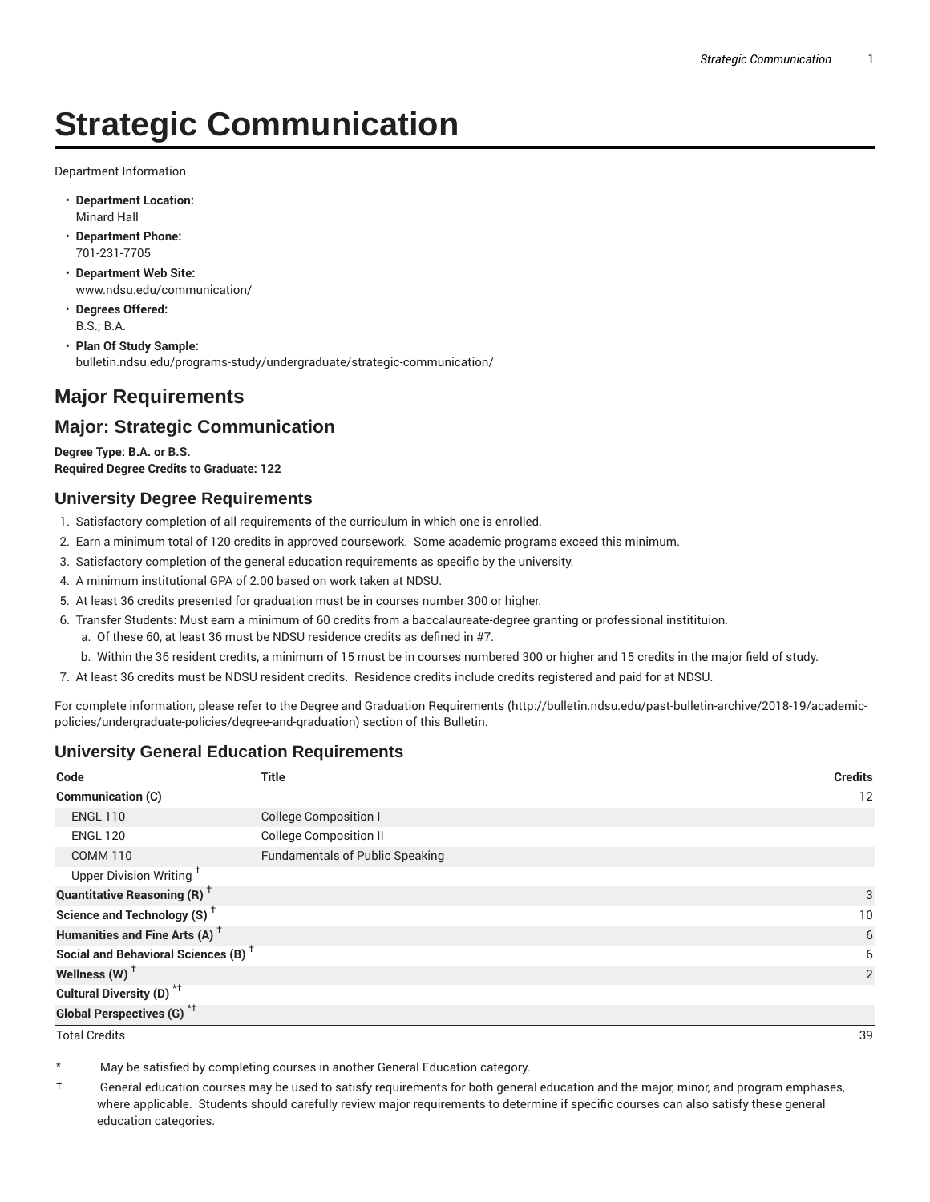# Strategic Communication

Department Information

- **Department Location:**
  Minard Hall
- **Department Phone:**
  701-231-7705
- **Department Web Site:**
  www.ndsu.edu/communication/
- **Degrees Offered:**
  B.S.; B.A.
- **Plan Of Study Sample:**
  bulletin.ndsu.edu/programs-study/undergraduate/strategic-communication/

## Major Requirements

## Major: Strategic Communication

**Degree Type: B.A. or B.S.**
**Required Degree Credits to Graduate: 122**

### University Degree Requirements

1. Satisfactory completion of all requirements of the curriculum in which one is enrolled.
2. Earn a minimum total of 120 credits in approved coursework. Some academic programs exceed this minimum.
3. Satisfactory completion of the general education requirements as specific by the university.
4. A minimum institutional GPA of 2.00 based on work taken at NDSU.
5. At least 36 credits presented for graduation must be in courses number 300 or higher.
6. Transfer Students: Must earn a minimum of 60 credits from a baccalaureate-degree granting or professional instititUion.
   a. Of these 60, at least 36 must be NDSU residence credits as defined in #7.
   b. Within the 36 resident credits, a minimum of 15 must be in courses numbered 300 or higher and 15 credits in the major field of study.
7. At least 36 credits must be NDSU resident credits. Residence credits include credits registered and paid for at NDSU.

For complete information, please refer to the Degree and Graduation Requirements (http://bulletin.ndsu.edu/past-bulletin-archive/2018-19/academic-policies/undergraduate-policies/degree-and-graduation) section of this Bulletin.

### University General Education Requirements

| Code | Title | Credits |
|---|---|---|
| **Communication (C)** | | 12 |
| ENGL 110 | College Composition I | |
| ENGL 120 | College Composition II | |
| COMM 110 | Fundamentals of Public Speaking | |
| Upper Division Writing † | | |
| **Quantitative Reasoning (R) †** | | 3 |
| **Science and Technology (S) †** | | 10 |
| **Humanities and Fine Arts (A) †** | | 6 |
| **Social and Behavioral Sciences (B) †** | | 6 |
| **Wellness (W) †** | | 2 |
| **Cultural Diversity (D) *†** | | |
| **Global Perspectives (G) *†** | | |
| Total Credits | | 39 |

\* May be satisfied by completing courses in another General Education category.

† General education courses may be used to satisfy requirements for both general education and the major, minor, and program emphases, where applicable. Students should carefully review major requirements to determine if specific courses can also satisfy these general education categories.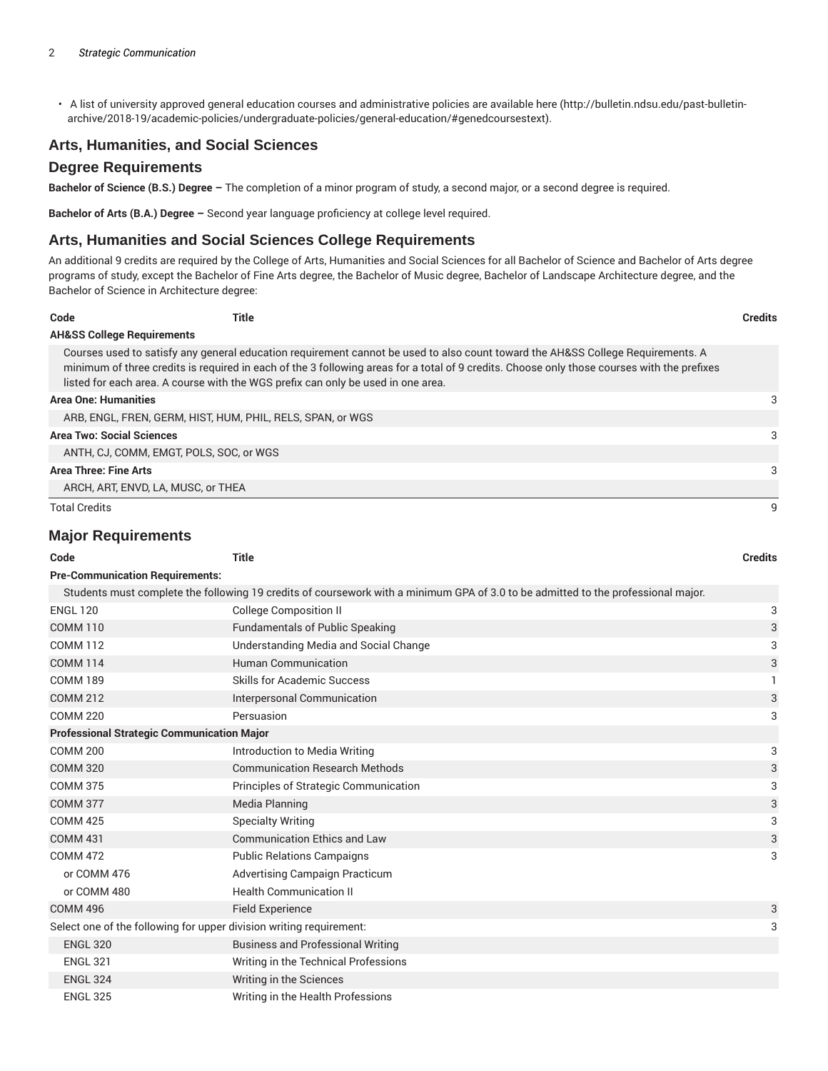- A list of university approved general education courses and administrative policies are available here (http://bulletin.ndsu.edu/past-bulletin-archive/2018-19/academic-policies/undergraduate-policies/general-education/#genedcoursestext).

## Arts, Humanities, and Social Sciences

### Degree Requirements

**Bachelor of Science (B.S.) Degree –** The completion of a minor program of study, a second major, or a second degree is required.

**Bachelor of Arts (B.A.) Degree –** Second year language proficiency at college level required.

### Arts, Humanities and Social Sciences College Requirements

An additional 9 credits are required by the College of Arts, Humanities and Social Sciences for all Bachelor of Science and Bachelor of Arts degree programs of study, except the Bachelor of Fine Arts degree, the Bachelor of Music degree, Bachelor of Landscape Architecture degree, and the Bachelor of Science in Architecture degree:

| Code | Title | Credits |
|---|---|---|
| **AH&SS College Requirements** | | |
| Courses used to satisfy any general education requirement cannot be used to also count toward the AH&SS College Requirements. A minimum of three credits is required in each of the 3 following areas for a total of 9 credits. Choose only those courses with the prefixes listed for each area. A course with the WGS prefix can only be used in one area. | | |
| **Area One: Humanities** | | 3 |
| ARB, ENGL, FREN, GERM, HIST, HUM, PHIL, RELS, SPAN, or WGS | | |
| **Area Two: Social Sciences** | | 3 |
| ANTH, CJ, COMM, EMGT, POLS, SOC, or WGS | | |
| **Area Three: Fine Arts** | | 3 |
| ARCH, ART, ENVD, LA, MUSC, or THEA | | |
| Total Credits | | 9 |

### Major Requirements

| Code | Title | Credits |
|---|---|---|
| **Pre-Communication Requirements:** | | |
| Students must complete the following 19 credits of coursework with a minimum GPA of 3.0 to be admitted to the professional major. | | |
| ENGL 120 | College Composition II | 3 |
| COMM 110 | Fundamentals of Public Speaking | 3 |
| COMM 112 | Understanding Media and Social Change | 3 |
| COMM 114 | Human Communication | 3 |
| COMM 189 | Skills for Academic Success | 1 |
| COMM 212 | Interpersonal Communication | 3 |
| COMM 220 | Persuasion | 3 |
| **Professional Strategic Communication Major** | | |
| COMM 200 | Introduction to Media Writing | 3 |
| COMM 320 | Communication Research Methods | 3 |
| COMM 375 | Principles of Strategic Communication | 3 |
| COMM 377 | Media Planning | 3 |
| COMM 425 | Specialty Writing | 3 |
| COMM 431 | Communication Ethics and Law | 3 |
| COMM 472 | Public Relations Campaigns | 3 |
| or COMM 476 | Advertising Campaign Practicum | |
| or COMM 480 | Health Communication II | |
| COMM 496 | Field Experience | 3 |
| Select one of the following for upper division writing requirement: | | 3 |
| ENGL 320 | Business and Professional Writing | |
| ENGL 321 | Writing in the Technical Professions | |
| ENGL 324 | Writing in the Sciences | |
| ENGL 325 | Writing in the Health Professions | |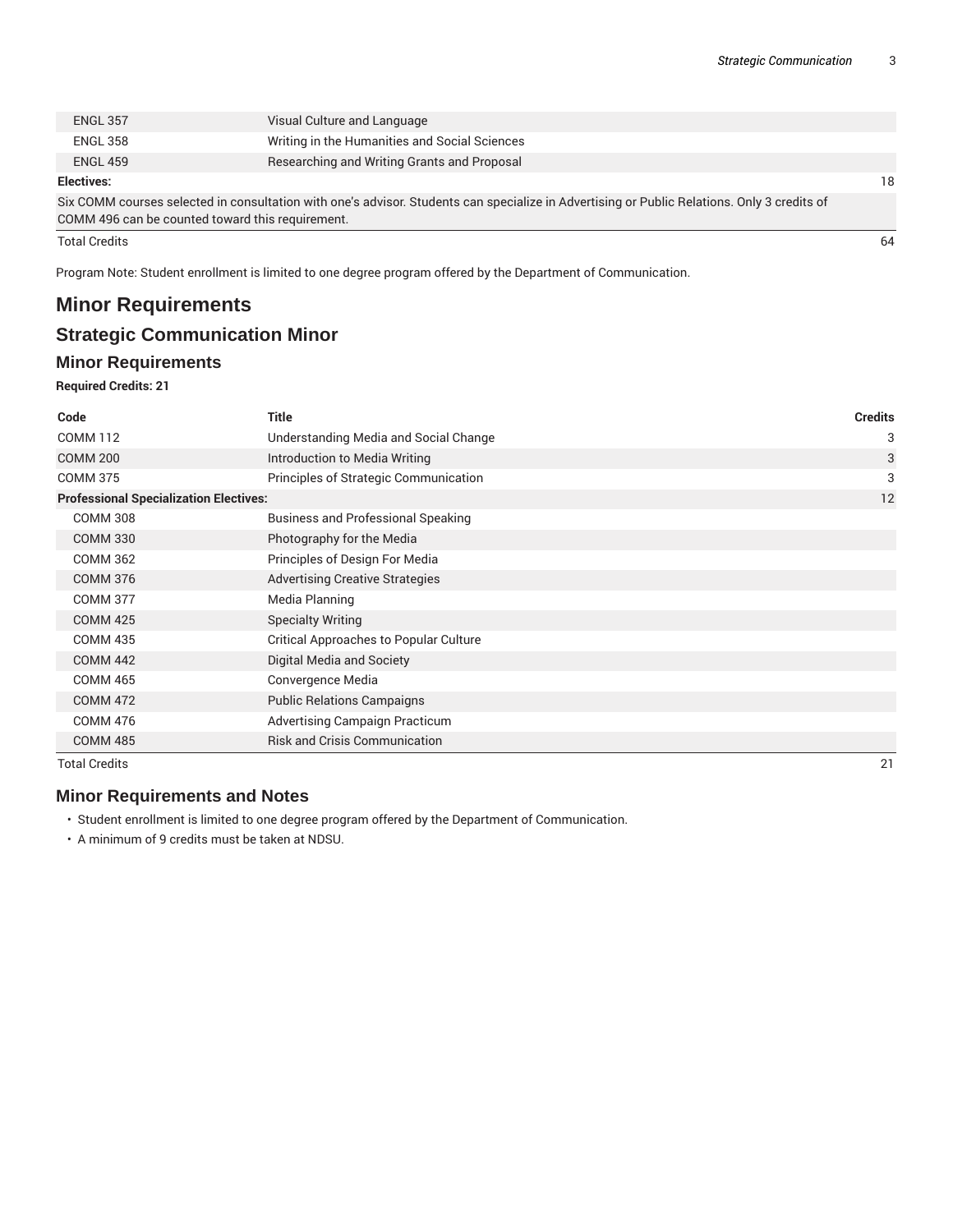| | | |
|---|---|---|
| ENGL 357 | Visual Culture and Language | |
| ENGL 358 | Writing in the Humanities and Social Sciences | |
| ENGL 459 | Researching and Writing Grants and Proposal | |
| **Electives:** | | 18 |
| Six COMM courses selected in consultation with one's advisor. Students can specialize in Advertising or Public Relations. Only 3 credits of COMM 496 can be counted toward this requirement. | | |
| Total Credits | | 64 |

Program Note: Student enrollment is limited to one degree program offered by the Department of Communication.

## Minor Requirements

## Strategic Communication Minor

### Minor Requirements

**Required Credits: 21**

| Code | Title | Credits |
|---|---|---|
| COMM 112 | Understanding Media and Social Change | 3 |
| COMM 200 | Introduction to Media Writing | 3 |
| COMM 375 | Principles of Strategic Communication | 3 |
| **Professional Specialization Electives:** | | 12 |
| COMM 308 | Business and Professional Speaking | |
| COMM 330 | Photography for the Media | |
| COMM 362 | Principles of Design For Media | |
| COMM 376 | Advertising Creative Strategies | |
| COMM 377 | Media Planning | |
| COMM 425 | Specialty Writing | |
| COMM 435 | Critical Approaches to Popular Culture | |
| COMM 442 | Digital Media and Society | |
| COMM 465 | Convergence Media | |
| COMM 472 | Public Relations Campaigns | |
| COMM 476 | Advertising Campaign Practicum | |
| COMM 485 | Risk and Crisis Communication | |
| Total Credits | | 21 |

### Minor Requirements and Notes

- Student enrollment is limited to one degree program offered by the Department of Communication.
- A minimum of 9 credits must be taken at NDSU.